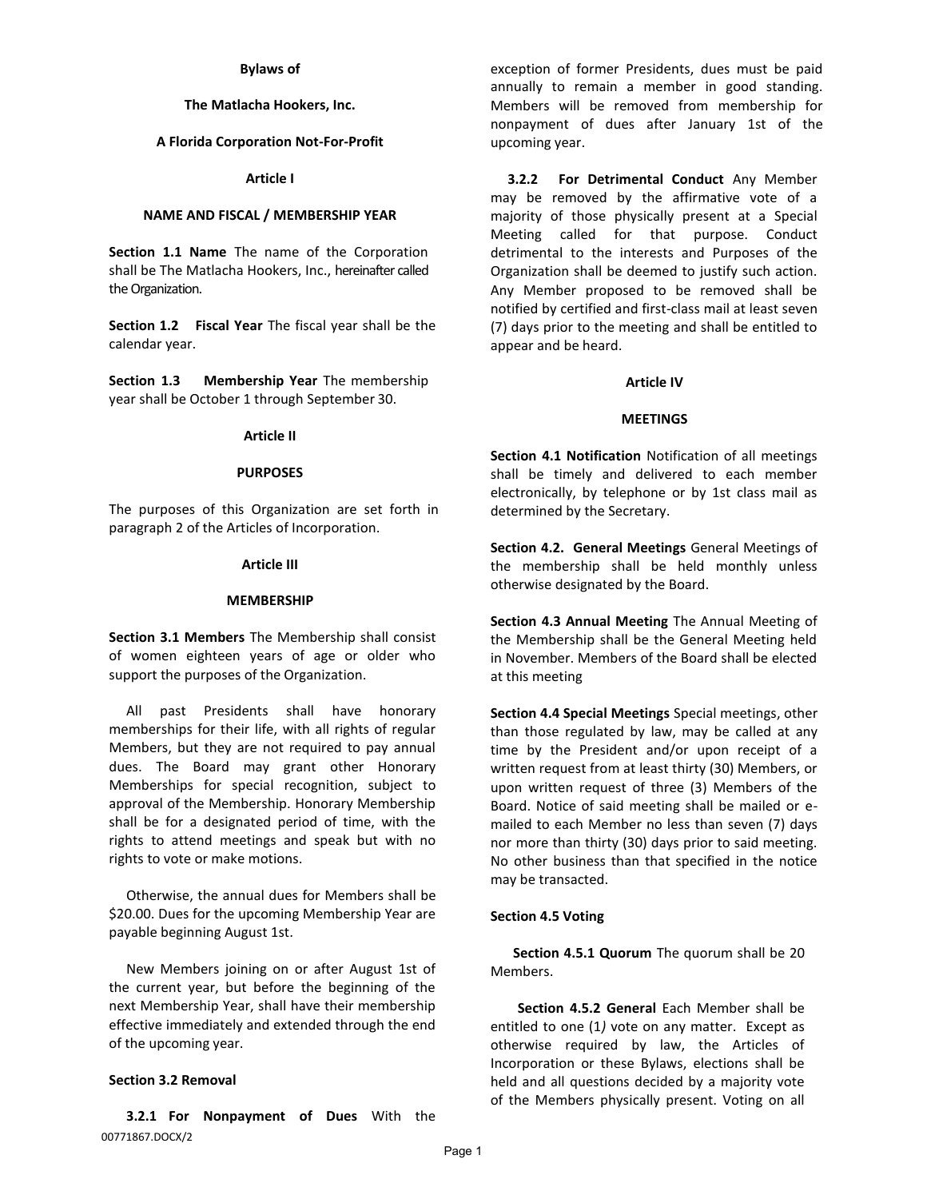**Bylaws of**

**The Matlacha Hookers, Inc.**

**A Florida Corporation Not-For-Profit**

# Article I

## NAME AND FISCAL / MEMBERSHIP YEAR

**Section 1.1 Name** The name of the Corporation shall be The Matlacha Hookers, Inc., hereinafter called the Organization.

**Section 1.2 Fiscal Year** The fiscal year shall be the calendar year.

**Section 1.3 Membership Year** The membership year shall be October 1 through September 30.

# Article II

## PURPOSES

The purposes of this Organization are set forth in paragraph 2 of the Articles of Incorporation.

# Article III

## MEMBERSHIP

**Section 3.1 Members** The Membership shall consist of women eighteen years of age or older who support the purposes of the Organization.

All past Presidents shall have honorary memberships for their life, with all rights of regular Members, but they are not required to pay annual dues. The Board may grant other Honorary Memberships for special recognition, subject to approval of the Membership. Honorary Membership shall be for a designated period of time, with the rights to attend meetings and speak but with no rights to vote or make motions.

Otherwise, the annual dues for Members shall be $20.00. Dues for the upcoming Membership Year are payable beginning August 1st.

New Members joining on or after August 1st of the current year, but before the beginning of the next Membership Year, shall have their membership effective immediately and extended through the end of the upcoming year.

**Section 3.2 Removal**

**3.2.1 For Nonpayment of Dues** With the exception of former Presidents, dues must be paid annually to remain a member in good standing. Members will be removed from membership for nonpayment of dues after January 1st of the upcoming year.

**3.2.2 For Detrimental Conduct** Any Member may be removed by the affirmative vote of a majority of those physically present at a Special Meeting called for that purpose. Conduct detrimental to the interests and Purposes of the Organization shall be deemed to justify such action. Any Member proposed to be removed shall be notified by certified and first-class mail at least seven (7) days prior to the meeting and shall be entitled to appear and be heard.

# Article IV

## MEETINGS

**Section 4.1 Notification** Notification of all meetings shall be timely and delivered to each member electronically, by telephone or by 1st class mail as determined by the Secretary.

**Section 4.2. General Meetings** General Meetings of the membership shall be held monthly unless otherwise designated by the Board.

**Section 4.3 Annual Meeting** The Annual Meeting of the Membership shall be the General Meeting held in November. Members of the Board shall be elected at this meeting

**Section 4.4 Special Meetings** Special meetings, other than those regulated by law, may be called at any time by the President and/or upon receipt of a written request from at least thirty (30) Members, or upon written request of three (3) Members of the Board. Notice of said meeting shall be mailed or e-mailed to each Member no less than seven (7) days nor more than thirty (30) days prior to said meeting. No other business than that specified in the notice may be transacted.

**Section 4.5 Voting**

**Section 4.5.1 Quorum** The quorum shall be 20 Members.

**Section 4.5.2 General** Each Member shall be entitled to one (1*)* vote on any matter. Except as otherwise required by law, the Articles of Incorporation or these Bylaws, elections shall be held and all questions decided by a majority vote of the Members physically present. Voting on all

00771867.DOCX/2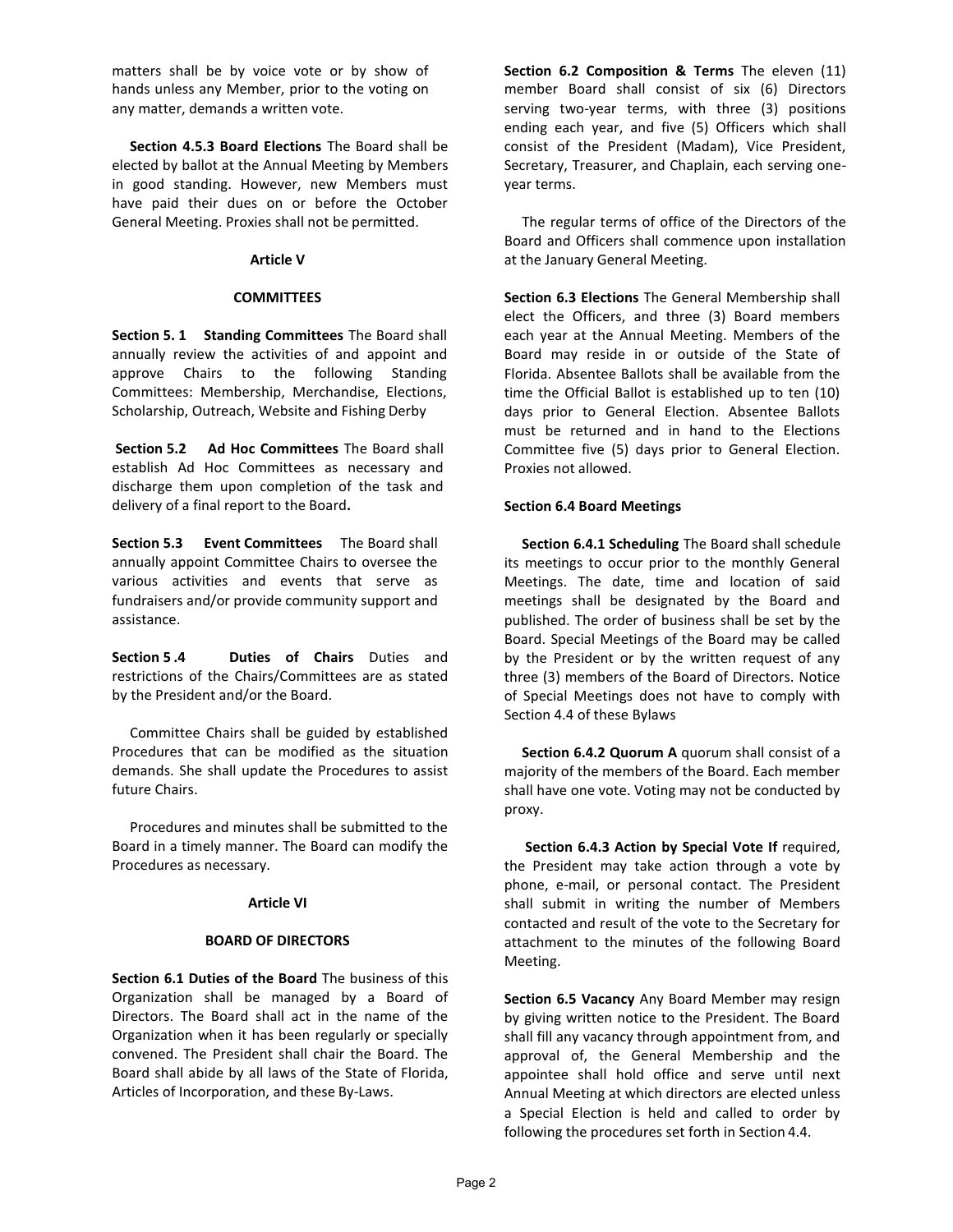matters shall be by voice vote or by show of hands unless any Member, prior to the voting on any matter, demands a written vote.

**Section 4.5.3 Board Elections** The Board shall be elected by ballot at the Annual Meeting by Members in good standing. However, new Members must have paid their dues on or before the October General Meeting. Proxies shall not be permitted.

## Article V

## COMMITTEES

**Section 5. 1 Standing Committees** The Board shall annually review the activities of and appoint and approve Chairs to the following Standing Committees: Membership, Merchandise, Elections, Scholarship, Outreach, Website and Fishing Derby

**Section 5.2 Ad Hoc Committees** The Board shall establish Ad Hoc Committees as necessary and discharge them upon completion of the task and delivery of a final report to the Board**.**

**Section 5.3 Event Committees** The Board shall annually appoint Committee Chairs to oversee the various activities and events that serve as fundraisers and/or provide community support and assistance.

**Section 5 .4 Duties of Chairs** Duties and restrictions of the Chairs/Committees are as stated by the President and/or the Board.

Committee Chairs shall be guided by established Procedures that can be modified as the situation demands. She shall update the Procedures to assist future Chairs.

Procedures and minutes shall be submitted to the Board in a timely manner. The Board can modify the Procedures as necessary.

## Article VI

## BOARD OF DIRECTORS

**Section 6.1 Duties of the Board** The business of this Organization shall be managed by a Board of Directors. The Board shall act in the name of the Organization when it has been regularly or specially convened. The President shall chair the Board. The Board shall abide by all laws of the State of Florida, Articles of Incorporation, and these By-Laws.

**Section 6.2 Composition & Terms** The eleven (11) member Board shall consist of six (6) Directors serving two-year terms, with three (3) positions ending each year, and five (5) Officers which shall consist of the President (Madam), Vice President, Secretary, Treasurer, and Chaplain, each serving one-year terms.

The regular terms of office of the Directors of the Board and Officers shall commence upon installation at the January General Meeting.

**Section 6.3 Elections** The General Membership shall elect the Officers, and three (3) Board members each year at the Annual Meeting. Members of the Board may reside in or outside of the State of Florida. Absentee Ballots shall be available from the time the Official Ballot is established up to ten (10) days prior to General Election. Absentee Ballots must be returned and in hand to the Elections Committee five (5) days prior to General Election. Proxies not allowed.

**Section 6.4 Board Meetings**

**Section 6.4.1 Scheduling** The Board shall schedule its meetings to occur prior to the monthly General Meetings. The date, time and location of said meetings shall be designated by the Board and published. The order of business shall be set by the Board. Special Meetings of the Board may be called by the President or by the written request of any three (3) members of the Board of Directors. Notice of Special Meetings does not have to comply with Section 4.4 of these Bylaws

**Section 6.4.2 Quorum A** quorum shall consist of a majority of the members of the Board. Each member shall have one vote. Voting may not be conducted by proxy.

**Section 6.4.3 Action by Special Vote If** required, the President may take action through a vote by phone, e-mail, or personal contact. The President shall submit in writing the number of Members contacted and result of the vote to the Secretary for attachment to the minutes of the following Board Meeting.

**Section 6.5 Vacancy** Any Board Member may resign by giving written notice to the President. The Board shall fill any vacancy through appointment from, and approval of, the General Membership and the appointee shall hold office and serve until next Annual Meeting at which directors are elected unless a Special Election is held and called to order by following the procedures set forth in Section 4.4.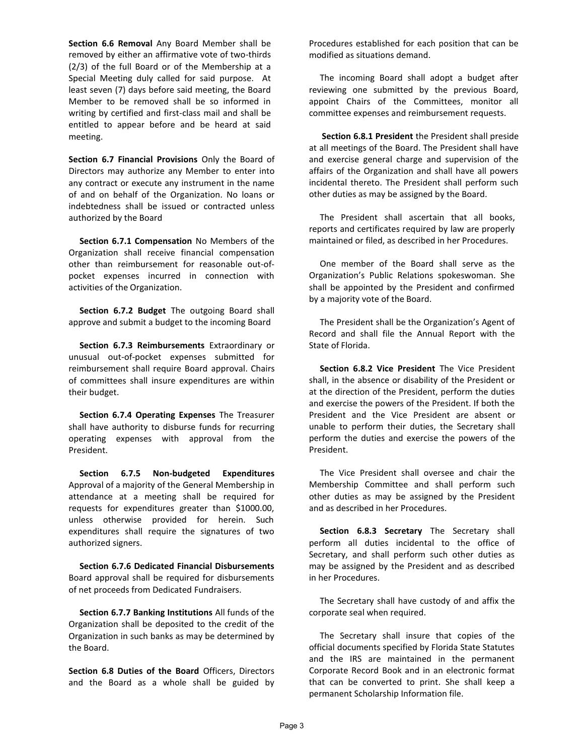**Section 6.6 Removal** Any Board Member shall be removed by either an affirmative vote of two-thirds (2/3) of the full Board or of the Membership at a Special Meeting duly called for said purpose. At least seven (7) days before said meeting, the Board Member to be removed shall be so informed in writing by certified and first-class mail and shall be entitled to appear before and be heard at said meeting.

**Section 6.7 Financial Provisions** Only the Board of Directors may authorize any Member to enter into any contract or execute any instrument in the name of and on behalf of the Organization. No loans or indebtedness shall be issued or contracted unless authorized by the Board

**Section 6.7.1 Compensation** No Members of the Organization shall receive financial compensation other than reimbursement for reasonable out-of-pocket expenses incurred in connection with activities of the Organization.

**Section 6.7.2 Budget** The outgoing Board shall approve and submit a budget to the incoming Board

**Section 6.7.3 Reimbursements** Extraordinary or unusual out-of-pocket expenses submitted for reimbursement shall require Board approval. Chairs of committees shall insure expenditures are within their budget.

**Section 6.7.4 Operating Expenses** The Treasurer shall have authority to disburse funds for recurring operating expenses with approval from the President.

**Section 6.7.5 Non-budgeted Expenditures** Approval of a majority of the General Membership in attendance at a meeting shall be required for requests for expenditures greater than $1000.00, unless otherwise provided for herein. Such expenditures shall require the signatures of two authorized signers.

**Section 6.7.6 Dedicated Financial Disbursements** Board approval shall be required for disbursements of net proceeds from Dedicated Fundraisers.

**Section 6.7.7 Banking Institutions** All funds of the Organization shall be deposited to the credit of the Organization in such banks as may be determined by the Board.

**Section 6.8 Duties of the Board** Officers, Directors and the Board as a whole shall be guided by Procedures established for each position that can be modified as situations demand.

The incoming Board shall adopt a budget after reviewing one submitted by the previous Board, appoint Chairs of the Committees, monitor all committee expenses and reimbursement requests.

**Section 6.8.1 President** the President shall preside at all meetings of the Board. The President shall have and exercise general charge and supervision of the affairs of the Organization and shall have all powers incidental thereto. The President shall perform such other duties as may be assigned by the Board.

The President shall ascertain that all books, reports and certificates required by law are properly maintained or filed, as described in her Procedures.

One member of the Board shall serve as the Organization's Public Relations spokeswoman. She shall be appointed by the President and confirmed by a majority vote of the Board.

The President shall be the Organization's Agent of Record and shall file the Annual Report with the State of Florida.

**Section 6.8.2 Vice President** The Vice President shall, in the absence or disability of the President or at the direction of the President, perform the duties and exercise the powers of the President. If both the President and the Vice President are absent or unable to perform their duties, the Secretary shall perform the duties and exercise the powers of the President.

The Vice President shall oversee and chair the Membership Committee and shall perform such other duties as may be assigned by the President and as described in her Procedures.

**Section 6.8.3 Secretary** The Secretary shall perform all duties incidental to the office of Secretary, and shall perform such other duties as may be assigned by the President and as described in her Procedures.

The Secretary shall have custody of and affix the corporate seal when required.

The Secretary shall insure that copies of the official documents specified by Florida State Statutes and the IRS are maintained in the permanent Corporate Record Book and in an electronic format that can be converted to print. She shall keep a permanent Scholarship Information file.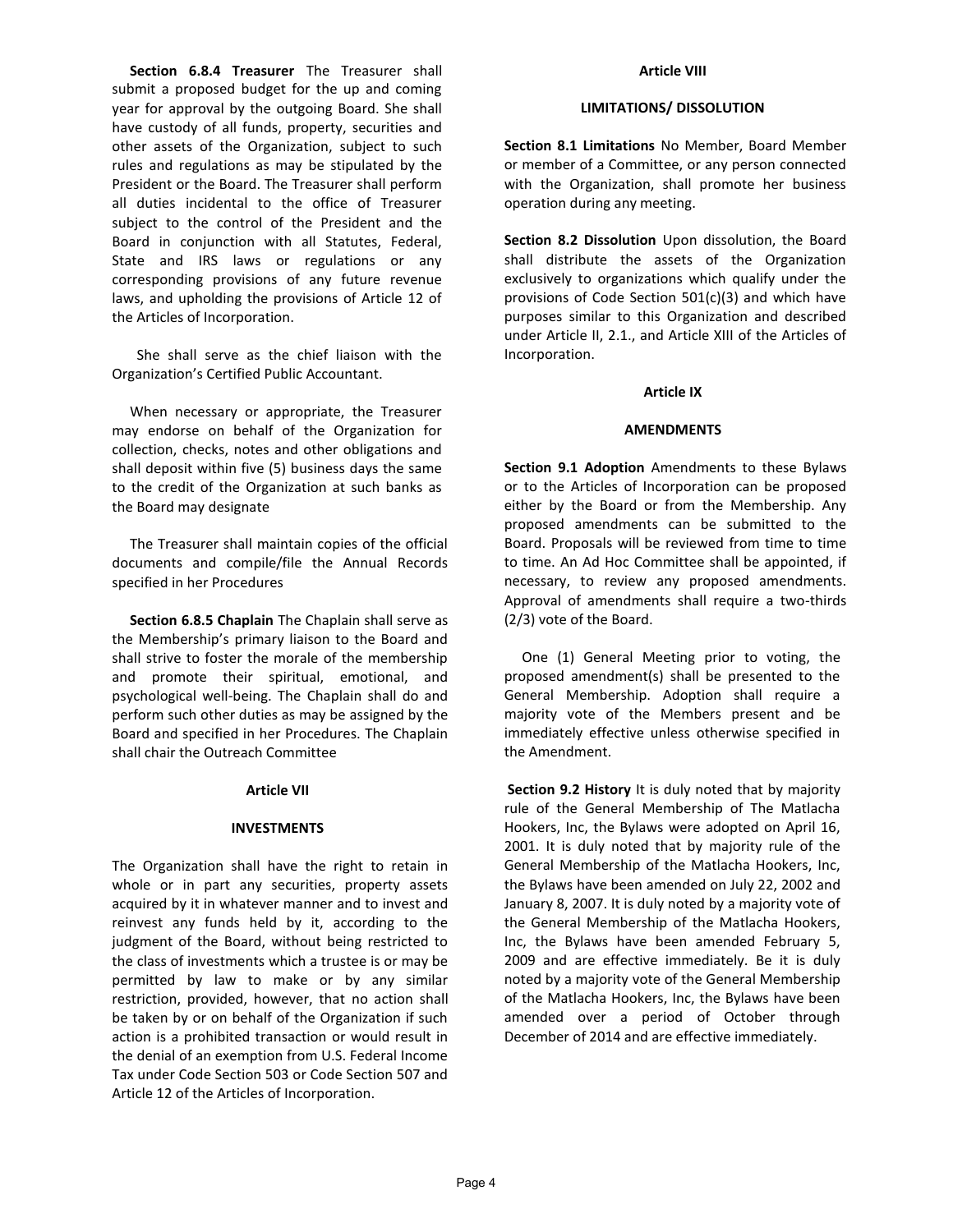**Section 6.8.4 Treasurer** The Treasurer shall submit a proposed budget for the up and coming year for approval by the outgoing Board. She shall have custody of all funds, property, securities and other assets of the Organization, subject to such rules and regulations as may be stipulated by the President or the Board. The Treasurer shall perform all duties incidental to the office of Treasurer subject to the control of the President and the Board in conjunction with all Statutes, Federal, State and IRS laws or regulations or any corresponding provisions of any future revenue laws, and upholding the provisions of Article 12 of the Articles of Incorporation.

She shall serve as the chief liaison with the Organization's Certified Public Accountant.

When necessary or appropriate, the Treasurer may endorse on behalf of the Organization for collection, checks, notes and other obligations and shall deposit within five (5) business days the same to the credit of the Organization at such banks as the Board may designate

The Treasurer shall maintain copies of the official documents and compile/file the Annual Records specified in her Procedures

**Section 6.8.5 Chaplain** The Chaplain shall serve as the Membership's primary liaison to the Board and shall strive to foster the morale of the membership and promote their spiritual, emotional, and psychological well-being. The Chaplain shall do and perform such other duties as may be assigned by the Board and specified in her Procedures. The Chaplain shall chair the Outreach Committee

**Article VII**

**INVESTMENTS**

The Organization shall have the right to retain in whole or in part any securities, property assets acquired by it in whatever manner and to invest and reinvest any funds held by it, according to the judgment of the Board, without being restricted to the class of investments which a trustee is or may be permitted by law to make or by any similar restriction, provided, however, that no action shall be taken by or on behalf of the Organization if such action is a prohibited transaction or would result in the denial of an exemption from U.S. Federal Income Tax under Code Section 503 or Code Section 507 and Article 12 of the Articles of Incorporation.

**Article VIII**

**LIMITATIONS/ DISSOLUTION**

**Section 8.1 Limitations** No Member, Board Member or member of a Committee, or any person connected with the Organization, shall promote her business operation during any meeting.

**Section 8.2 Dissolution** Upon dissolution, the Board shall distribute the assets of the Organization exclusively to organizations which qualify under the provisions of Code Section 501(c)(3) and which have purposes similar to this Organization and described under Article II, 2.1., and Article XIII of the Articles of Incorporation.

**Article IX**

**AMENDMENTS**

**Section 9.1 Adoption** Amendments to these Bylaws or to the Articles of Incorporation can be proposed either by the Board or from the Membership. Any proposed amendments can be submitted to the Board. Proposals will be reviewed from time to time to time. An Ad Hoc Committee shall be appointed, if necessary, to review any proposed amendments. Approval of amendments shall require a two-thirds (2/3) vote of the Board.

One (1) General Meeting prior to voting, the proposed amendment(s) shall be presented to the General Membership. Adoption shall require a majority vote of the Members present and be immediately effective unless otherwise specified in the Amendment.

**Section 9.2 History** It is duly noted that by majority rule of the General Membership of The Matlacha Hookers, Inc, the Bylaws were adopted on April 16, 2001. It is duly noted that by majority rule of the General Membership of the Matlacha Hookers, Inc, the Bylaws have been amended on July 22, 2002 and January 8, 2007. It is duly noted by a majority vote of the General Membership of the Matlacha Hookers, Inc, the Bylaws have been amended February 5, 2009 and are effective immediately. Be it is duly noted by a majority vote of the General Membership of the Matlacha Hookers, Inc, the Bylaws have been amended over a period of October through December of 2014 and are effective immediately.